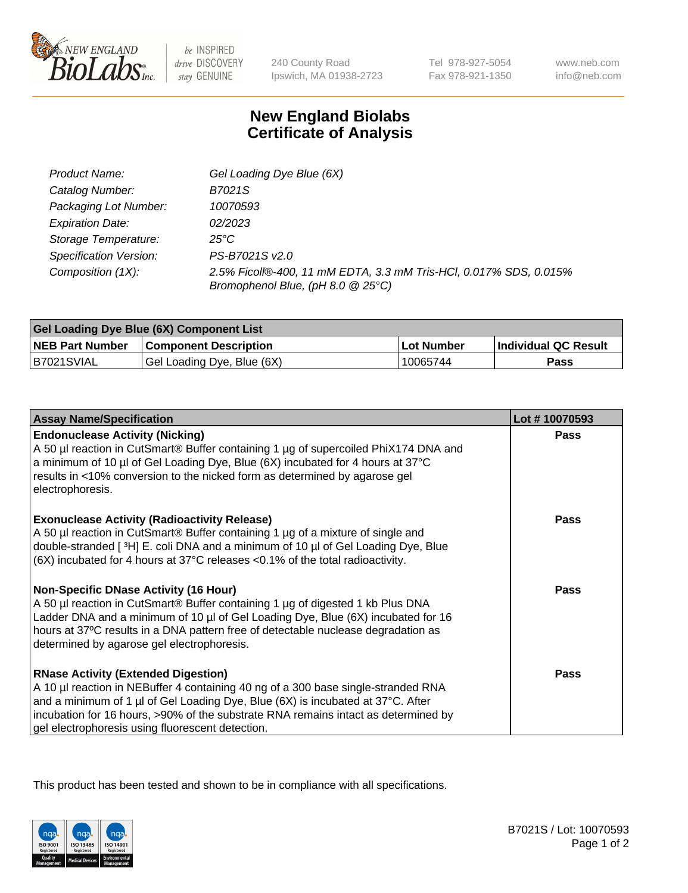# New England Biolabs Certificate of Analysis

| | |
|---|---|
| *Product Name:* | *Gel Loading Dye Blue (6X)* |
| *Catalog Number:* | *B7021S* |
| *Packaging Lot Number:* | *10070593* |
| *Expiration Date:* | *02/2023* |
| *Storage Temperature:* | *25°C* |
| *Specification Version:* | *PS-B7021S v2.0* |
| *Composition (1X):* | *2.5% Ficoll®-400, 11 mM EDTA, 3.3 mM Tris-HCl, 0.017% SDS, 0.015% Bromophenol Blue, (pH 8.0 @ 25°C)* |

| Gel Loading Dye Blue (6X) Component List | | | |
|---|---|---|---|
| **NEB Part Number** | **Component Description** | **Lot Number** | **Individual QC Result** |
| B7021SVIAL | Gel Loading Dye, Blue (6X) | 10065744 | **Pass** |

| Assay Name/Specification | Lot # 10070593 |
|---|---|
| **Endonuclease Activity (Nicking)**<br>A 50 µl reaction in CutSmart® Buffer containing 1 µg of supercoiled PhiX174 DNA and a minimum of 10 µl of Gel Loading Dye, Blue (6X) incubated for 4 hours at 37°C results in <10% conversion to the nicked form as determined by agarose gel electrophoresis. | **Pass** |
| **Exonuclease Activity (Radioactivity Release)**<br>A 50 µl reaction in CutSmart® Buffer containing 1 µg of a mixture of single and double-stranded [ $^{3}$H] E. coli DNA and a minimum of 10 µl of Gel Loading Dye, Blue (6X) incubated for 4 hours at 37°C releases <0.1% of the total radioactivity. | **Pass** |
| **Non-Specific DNase Activity (16 Hour)**<br>A 50 µl reaction in CutSmart® Buffer containing 1 µg of digested 1 kb Plus DNA Ladder DNA and a minimum of 10 µl of Gel Loading Dye, Blue (6X) incubated for 16 hours at 37ºC results in a DNA pattern free of detectable nuclease degradation as determined by agarose gel electrophoresis. | **Pass** |
| **RNase Activity (Extended Digestion)**<br>A 10 µl reaction in NEBuffer 4 containing 40 ng of a 300 base single-stranded RNA and a minimum of 1 µl of Gel Loading Dye, Blue (6X) is incubated at 37°C. After incubation for 16 hours, >90% of the substrate RNA remains intact as determined by gel electrophoresis using fluorescent detection. | **Pass** |

This product has been tested and shown to be in compliance with all specifications.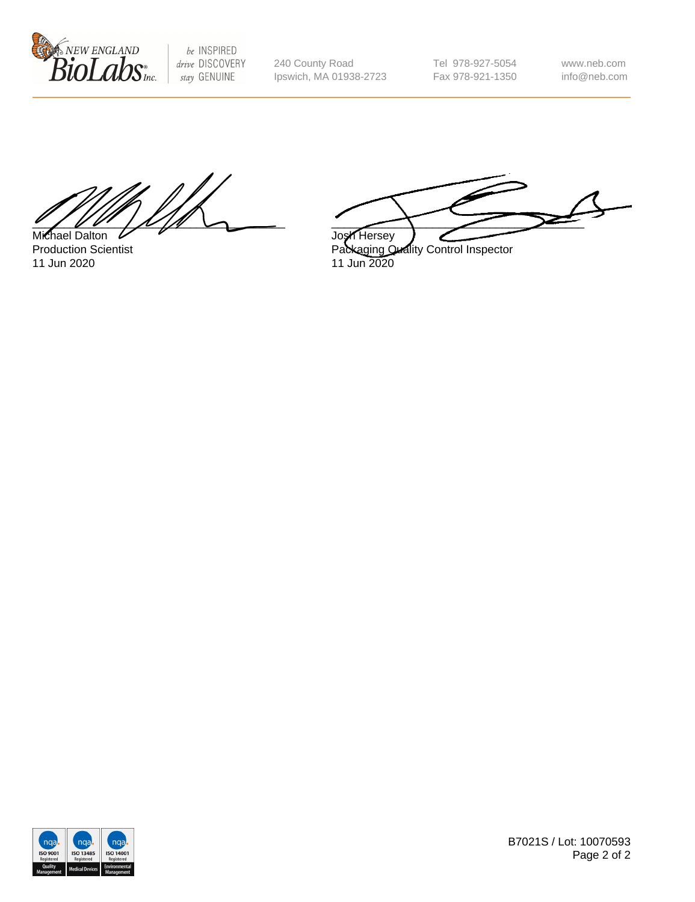NEW ENGLAND BioLabs Inc. — be INSPIRED drive DISCOVERY stay GENUINE

240 County Road
Ipswich, MA 01938-2723

Tel 978-927-5054
Fax 978-921-1350

www.neb.com
info@neb.com

Michael Dalton
Production Scientist
11 Jun 2020

Josh Hersey
Packaging Quality Control Inspector
11 Jun 2020

B7021S / Lot: 10070593